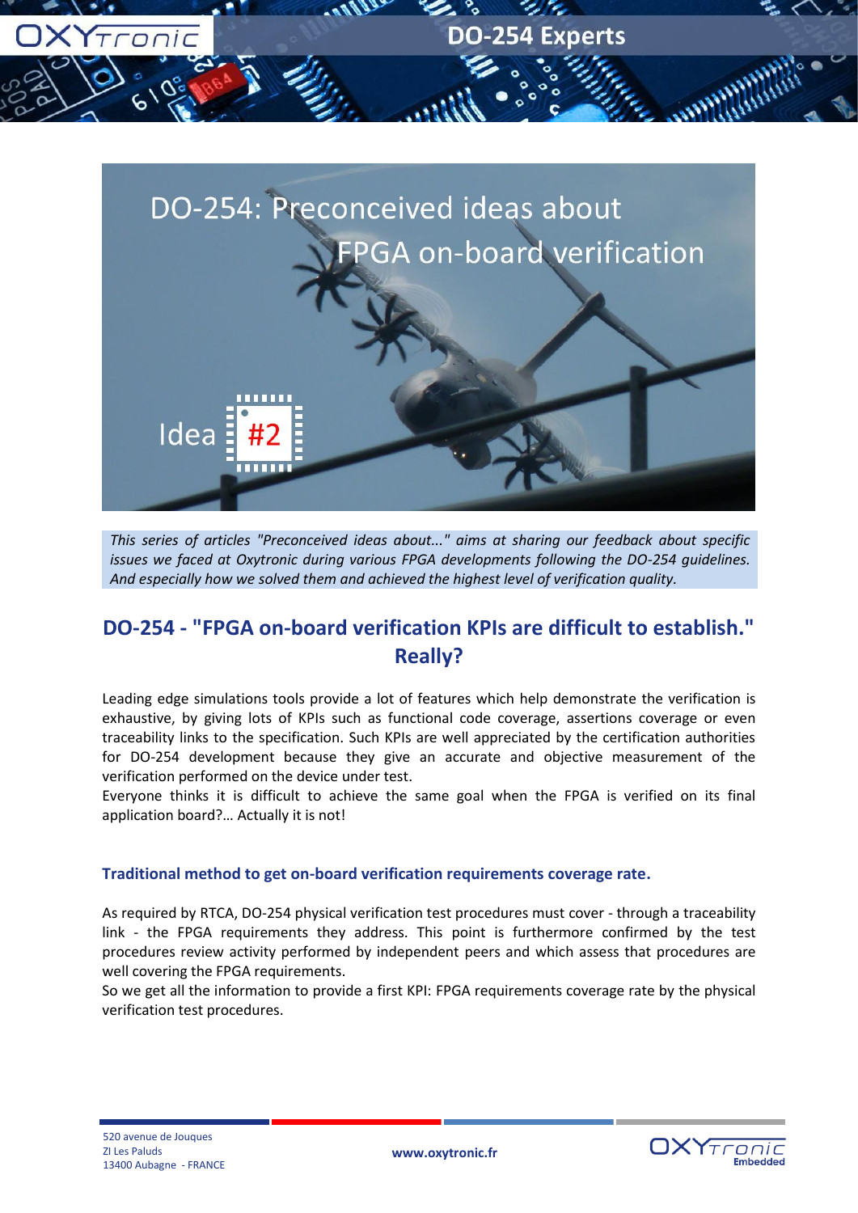# DO-254: Preconceived ideas about FPGA on-board verification

Idea #2

*This series of articles "Preconceived ideas about..." aims at sharing our feedback about specific issues we faced at Oxytronic during various FPGA developments following the DO-254 guidelines. And especially how we solved them and achieved the highest level of verification quality.*

## DO-254 - "FPGA on-board verification KPIs are difficult to establish." Really?

Leading edge simulations tools provide a lot of features which help demonstrate the verification is exhaustive, by giving lots of KPIs such as functional code coverage, assertions coverage or even traceability links to the specification. Such KPIs are well appreciated by the certification authorities for DO-254 development because they give an accurate and objective measurement of the verification performed on the device under test.

Everyone thinks it is difficult to achieve the same goal when the FPGA is verified on its final application board?… Actually it is not!

### Traditional method to get on-board verification requirements coverage rate.

As required by RTCA, DO-254 physical verification test procedures must cover - through a traceability link - the FPGA requirements they address. This point is furthermore confirmed by the test procedures review activity performed by independent peers and which assess that procedures are well covering the FPGA requirements.

So we get all the information to provide a first KPI: FPGA requirements coverage rate by the physical verification test procedures.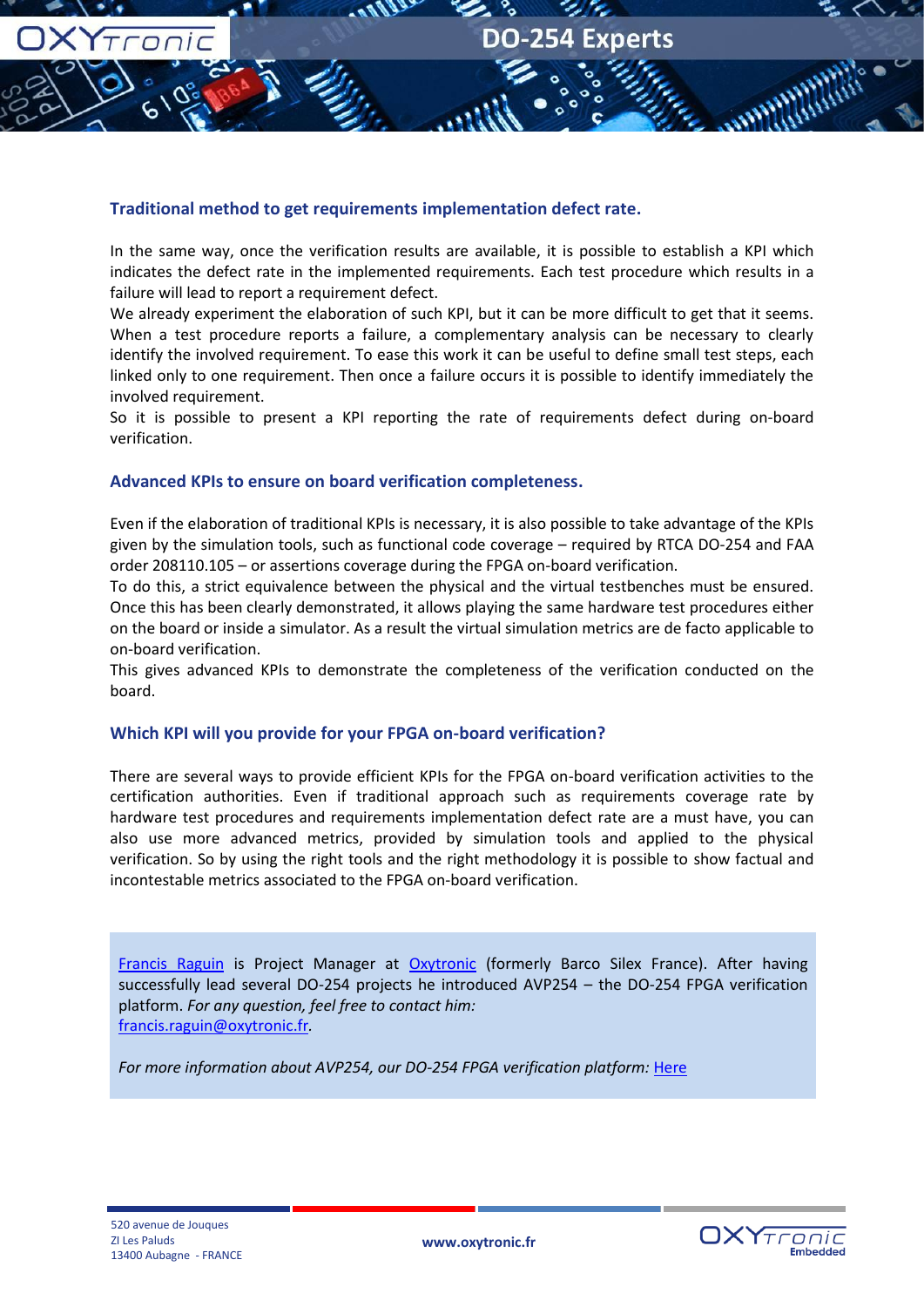## Traditional method to get requirements implementation defect rate.

In the same way, once the verification results are available, it is possible to establish a KPI which indicates the defect rate in the implemented requirements. Each test procedure which results in a failure will lead to report a requirement defect.
We already experiment the elaboration of such KPI, but it can be more difficult to get that it seems. When a test procedure reports a failure, a complementary analysis can be necessary to clearly identify the involved requirement. To ease this work it can be useful to define small test steps, each linked only to one requirement. Then once a failure occurs it is possible to identify immediately the involved requirement.
So it is possible to present a KPI reporting the rate of requirements defect during on-board verification.

## Advanced KPIs to ensure on board verification completeness.

Even if the elaboration of traditional KPIs is necessary, it is also possible to take advantage of the KPIs given by the simulation tools, such as functional code coverage – required by RTCA DO-254 and FAA order 208110.105 – or assertions coverage during the FPGA on-board verification.
To do this, a strict equivalence between the physical and the virtual testbenches must be ensured. Once this has been clearly demonstrated, it allows playing the same hardware test procedures either on the board or inside a simulator. As a result the virtual simulation metrics are de facto applicable to on-board verification.
This gives advanced KPIs to demonstrate the completeness of the verification conducted on the board.

## Which KPI will you provide for your FPGA on-board verification?

There are several ways to provide efficient KPIs for the FPGA on-board verification activities to the certification authorities. Even if traditional approach such as requirements coverage rate by hardware test procedures and requirements implementation defect rate are a must have, you can also use more advanced metrics, provided by simulation tools and applied to the physical verification. So by using the right tools and the right methodology it is possible to show factual and incontestable metrics associated to the FPGA on-board verification.

Francis Raguin is Project Manager at Oxytronic (formerly Barco Silex France). After having successfully lead several DO-254 projects he introduced AVP254 – the DO-254 FPGA verification platform. *For any question, feel free to contact him:*
francis.raguin@oxytronic.fr.

*For more information about AVP254, our DO-254 FPGA verification platform:* Here